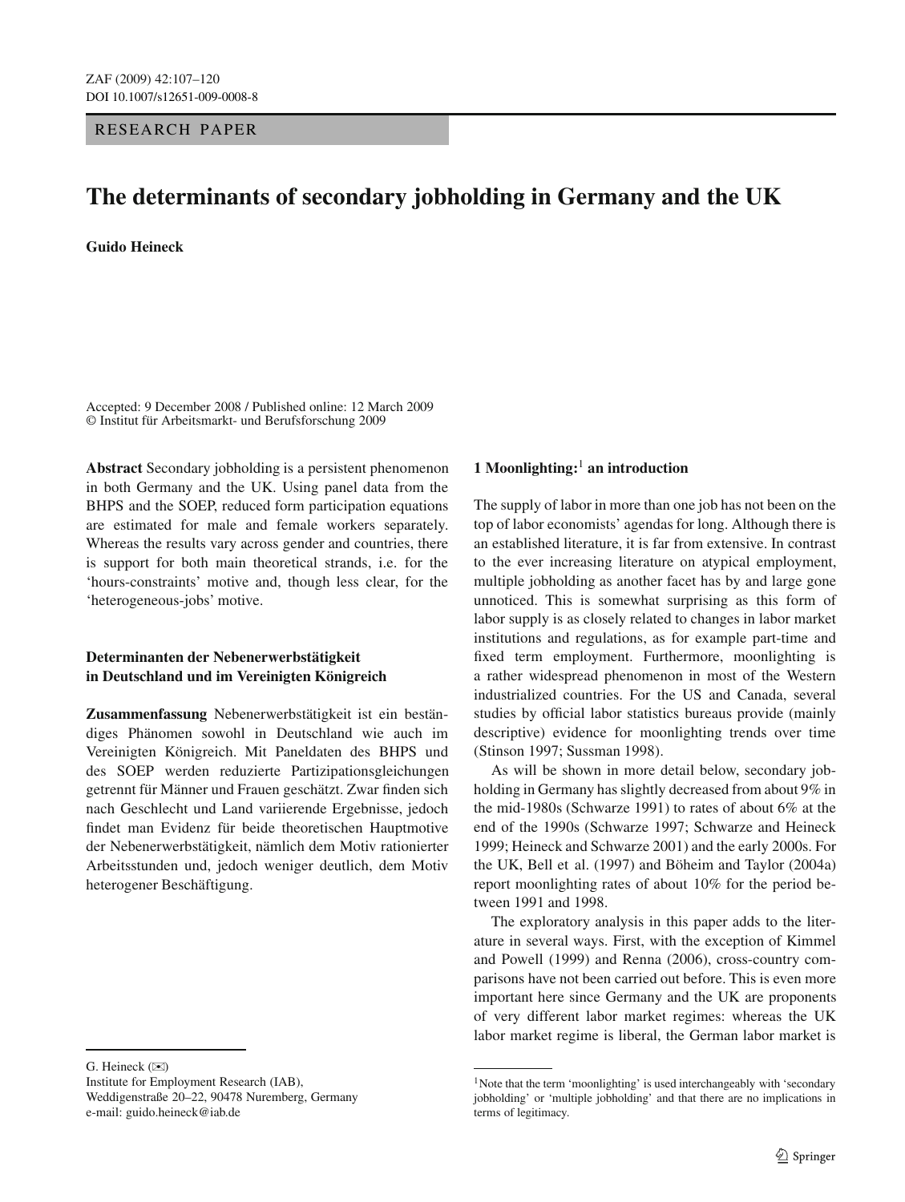RESEARCH PAPER

# The determinants of secondary jobholding in Germany and the UK

**Guido Heineck**

Accepted: 9 December 2008 / Published online: 12 March 2009
© Institut für Arbeitsmarkt- und Berufsforschung 2009

**Abstract** Secondary jobholding is a persistent phenomenon in both Germany and the UK. Using panel data from the BHPS and the SOEP, reduced form participation equations are estimated for male and female workers separately. Whereas the results vary across gender and countries, there is support for both main theoretical strands, i.e. for the 'hours-constraints' motive and, though less clear, for the 'heterogeneous-jobs' motive.

**Determinanten der Nebenerwerbstätigkeit in Deutschland und im Vereinigten Königreich**

**Zusammenfassung** Nebenerwerbstätigkeit ist ein beständiges Phänomen sowohl in Deutschland wie auch im Vereinigten Königreich. Mit Paneldaten des BHPS und des SOEP werden reduzierte Partizipationsgleichungen getrennt für Männer und Frauen geschätzt. Zwar finden sich nach Geschlecht und Land variierende Ergebnisse, jedoch findet man Evidenz für beide theoretischen Hauptmotive der Nebenerwerbstätigkeit, nämlich dem Motiv rationierter Arbeitsstunden und, jedoch weniger deutlich, dem Motiv heterogener Beschäftigung.

G. Heineck (✉)
Institute for Employment Research (IAB),
Weddigenstraße 20–22, 90478 Nuremberg, Germany
e-mail: guido.heineck@iab.de

## 1 Moonlighting:[1] an introduction

The supply of labor in more than one job has not been on the top of labor economists' agendas for long. Although there is an established literature, it is far from extensive. In contrast to the ever increasing literature on atypical employment, multiple jobholding as another facet has by and large gone unnoticed. This is somewhat surprising as this form of labor supply is as closely related to changes in labor market institutions and regulations, as for example part-time and fixed term employment. Furthermore, moonlighting is a rather widespread phenomenon in most of the Western industrialized countries. For the US and Canada, several studies by official labor statistics bureaus provide (mainly descriptive) evidence for moonlighting trends over time (Stinson 1997; Sussman 1998).

As will be shown in more detail below, secondary jobholding in Germany has slightly decreased from about 9% in the mid-1980s (Schwarze 1991) to rates of about 6% at the end of the 1990s (Schwarze 1997; Schwarze and Heineck 1999; Heineck and Schwarze 2001) and the early 2000s. For the UK, Bell et al. (1997) and Böheim and Taylor (2004a) report moonlighting rates of about 10% for the period between 1991 and 1998.

The exploratory analysis in this paper adds to the literature in several ways. First, with the exception of Kimmel and Powell (1999) and Renna (2006), cross-country comparisons have not been carried out before. This is even more important here since Germany and the UK are proponents of very different labor market regimes: whereas the UK labor market regime is liberal, the German labor market is

[1] Note that the term 'moonlighting' is used interchangeably with 'secondary jobholding' or 'multiple jobholding' and that there are no implications in terms of legitimacy.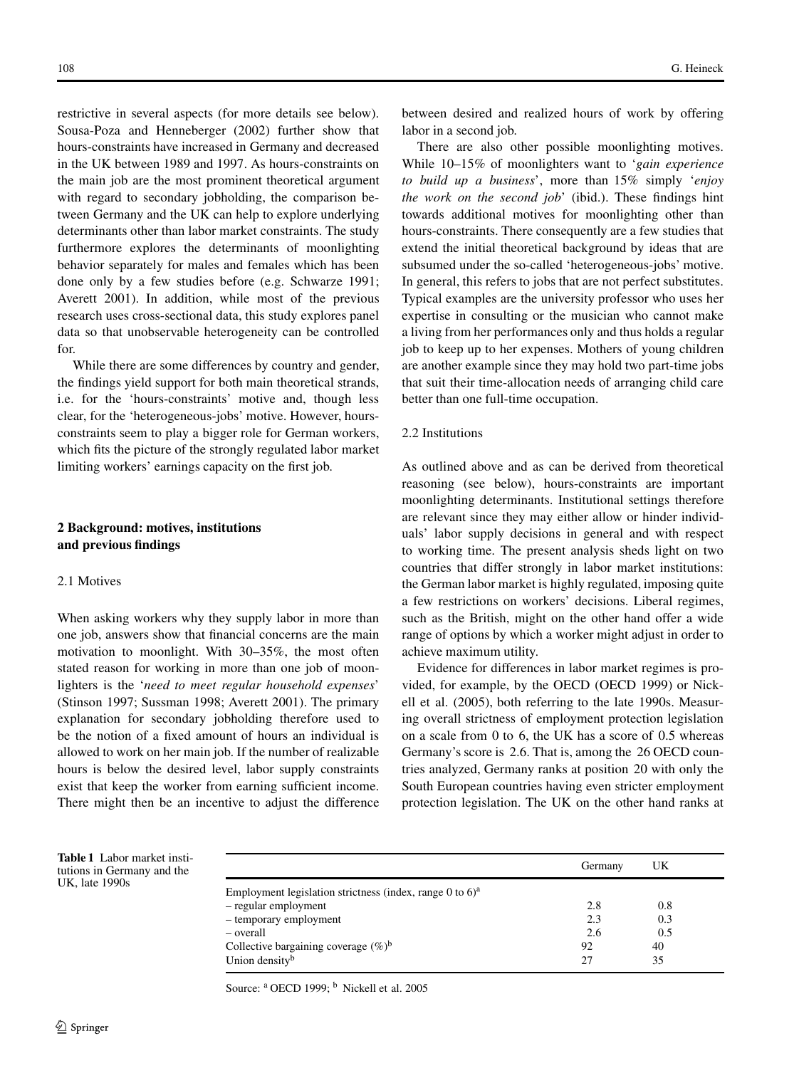restrictive in several aspects (for more details see below). Sousa-Poza and Henneberger (2002) further show that hours-constraints have increased in Germany and decreased in the UK between 1989 and 1997. As hours-constraints on the main job are the most prominent theoretical argument with regard to secondary jobholding, the comparison between Germany and the UK can help to explore underlying determinants other than labor market constraints. The study furthermore explores the determinants of moonlighting behavior separately for males and females which has been done only by a few studies before (e.g. Schwarze 1991; Averett 2001). In addition, while most of the previous research uses cross-sectional data, this study explores panel data so that unobservable heterogeneity can be controlled for.

While there are some differences by country and gender, the findings yield support for both main theoretical strands, i.e. for the 'hours-constraints' motive and, though less clear, for the 'heterogeneous-jobs' motive. However, hours-constraints seem to play a bigger role for German workers, which fits the picture of the strongly regulated labor market limiting workers' earnings capacity on the first job.

## 2 Background: motives, institutions and previous findings

### 2.1 Motives

When asking workers why they supply labor in more than one job, answers show that financial concerns are the main motivation to moonlight. With 30–35%, the most often stated reason for working in more than one job of moonlighters is the '*need to meet regular household expenses*' (Stinson 1997; Sussman 1998; Averett 2001). The primary explanation for secondary jobholding therefore used to be the notion of a fixed amount of hours an individual is allowed to work on her main job. If the number of realizable hours is below the desired level, labor supply constraints exist that keep the worker from earning sufficient income. There might then be an incentive to adjust the difference between desired and realized hours of work by offering labor in a second job.

There are also other possible moonlighting motives. While 10–15% of moonlighters want to '*gain experience to build up a business*', more than 15% simply '*enjoy the work on the second job*' (ibid.). These findings hint towards additional motives for moonlighting other than hours-constraints. There consequently are a few studies that extend the initial theoretical background by ideas that are subsumed under the so-called 'heterogeneous-jobs' motive. In general, this refers to jobs that are not perfect substitutes. Typical examples are the university professor who uses her expertise in consulting or the musician who cannot make a living from her performances only and thus holds a regular job to keep up to her expenses. Mothers of young children are another example since they may hold two part-time jobs that suit their time-allocation needs of arranging child care better than one full-time occupation.

### 2.2 Institutions

As outlined above and as can be derived from theoretical reasoning (see below), hours-constraints are important moonlighting determinants. Institutional settings therefore are relevant since they may either allow or hinder individuals' labor supply decisions in general and with respect to working time. The present analysis sheds light on two countries that differ strongly in labor market institutions: the German labor market is highly regulated, imposing quite a few restrictions on workers' decisions. Liberal regimes, such as the British, might on the other hand offer a wide range of options by which a worker might adjust in order to achieve maximum utility.

Evidence for differences in labor market regimes is provided, for example, by the OECD (OECD 1999) or Nickell et al. (2005), both referring to the late 1990s. Measuring overall strictness of employment protection legislation on a scale from 0 to 6, the UK has a score of 0.5 whereas Germany's score is 2.6. That is, among the 26 OECD countries analyzed, Germany ranks at position 20 with only the South European countries having even stricter employment protection legislation. The UK on the other hand ranks at

**Table 1** Labor market institutions in Germany and the UK, late 1990s

| | Germany | UK |
|---|---|---|
| Employment legislation strictness (index, range 0 to 6)[a] | | |
| – regular employment | 2.8 | 0.8 |
| – temporary employment | 2.3 | 0.3 |
| – overall | 2.6 | 0.5 |
| Collective bargaining coverage (%)[b] | 92 | 40 |
| Union density[b] | 27 | 35 |

Source: [a] OECD 1999; [b] Nickell et al. 2005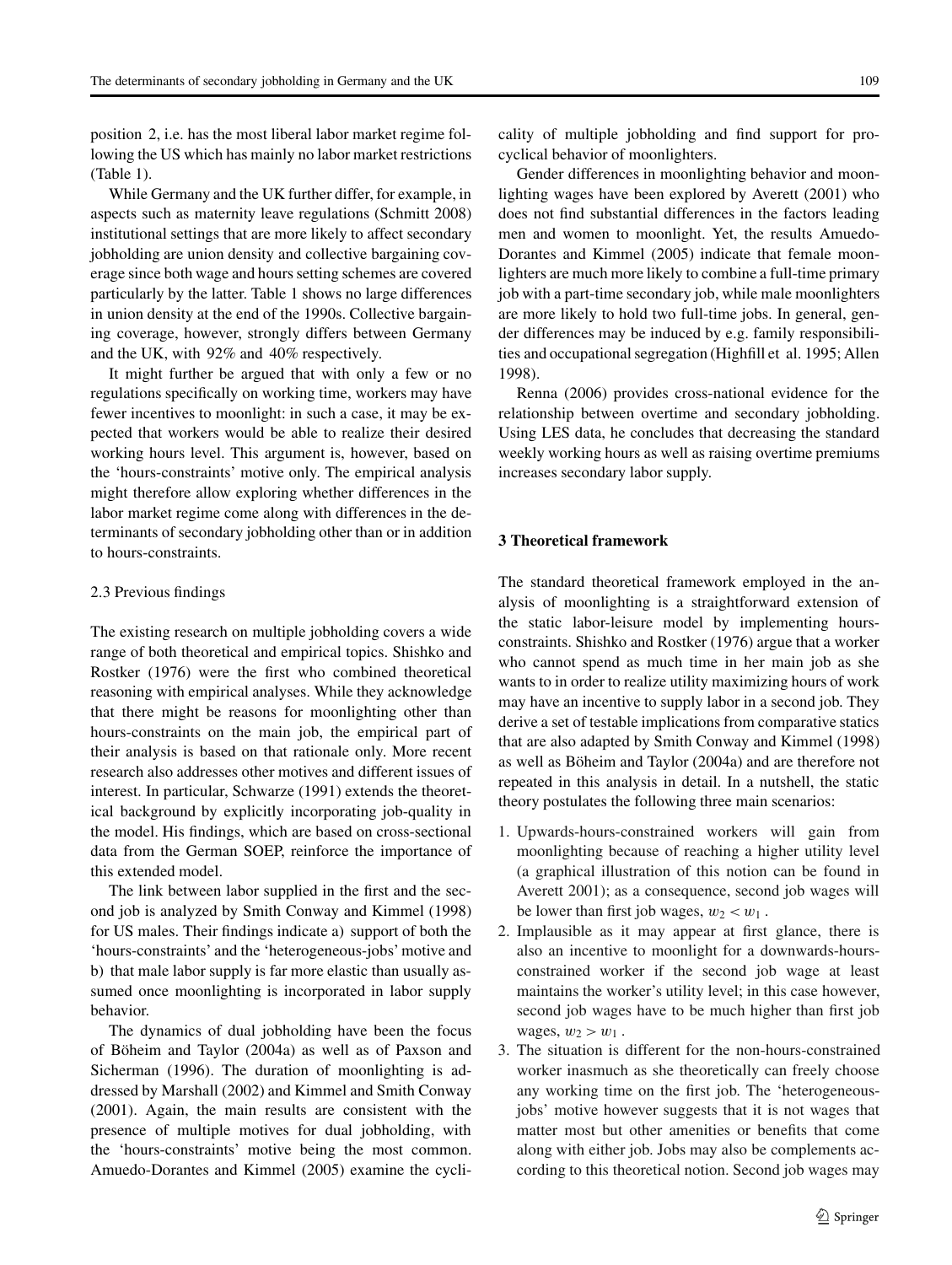position 2, i.e. has the most liberal labor market regime following the US which has mainly no labor market restrictions (Table 1).

While Germany and the UK further differ, for example, in aspects such as maternity leave regulations (Schmitt 2008) institutional settings that are more likely to affect secondary jobholding are union density and collective bargaining coverage since both wage and hours setting schemes are covered particularly by the latter. Table 1 shows no large differences in union density at the end of the 1990s. Collective bargaining coverage, however, strongly differs between Germany and the UK, with 92% and 40% respectively.

It might further be argued that with only a few or no regulations specifically on working time, workers may have fewer incentives to moonlight: in such a case, it may be expected that workers would be able to realize their desired working hours level. This argument is, however, based on the 'hours-constraints' motive only. The empirical analysis might therefore allow exploring whether differences in the labor market regime come along with differences in the determinants of secondary jobholding other than or in addition to hours-constraints.

### 2.3 Previous findings

The existing research on multiple jobholding covers a wide range of both theoretical and empirical topics. Shishko and Rostker (1976) were the first who combined theoretical reasoning with empirical analyses. While they acknowledge that there might be reasons for moonlighting other than hours-constraints on the main job, the empirical part of their analysis is based on that rationale only. More recent research also addresses other motives and different issues of interest. In particular, Schwarze (1991) extends the theoretical background by explicitly incorporating job-quality in the model. His findings, which are based on cross-sectional data from the German SOEP, reinforce the importance of this extended model.

The link between labor supplied in the first and the second job is analyzed by Smith Conway and Kimmel (1998) for US males. Their findings indicate a) support of both the 'hours-constraints' and the 'heterogeneous-jobs' motive and b) that male labor supply is far more elastic than usually assumed once moonlighting is incorporated in labor supply behavior.

The dynamics of dual jobholding have been the focus of Böheim and Taylor (2004a) as well as of Paxson and Sicherman (1996). The duration of moonlighting is addressed by Marshall (2002) and Kimmel and Smith Conway (2001). Again, the main results are consistent with the presence of multiple motives for dual jobholding, with the 'hours-constraints' motive being the most common. Amuedo-Dorantes and Kimmel (2005) examine the cyclicality of multiple jobholding and find support for procyclical behavior of moonlighters.

Gender differences in moonlighting behavior and moonlighting wages have been explored by Averett (2001) who does not find substantial differences in the factors leading men and women to moonlight. Yet, the results Amuedo-Dorantes and Kimmel (2005) indicate that female moonlighters are much more likely to combine a full-time primary job with a part-time secondary job, while male moonlighters are more likely to hold two full-time jobs. In general, gender differences may be induced by e.g. family responsibilities and occupational segregation (Highfill et al. 1995; Allen 1998).

Renna (2006) provides cross-national evidence for the relationship between overtime and secondary jobholding. Using LES data, he concludes that decreasing the standard weekly working hours as well as raising overtime premiums increases secondary labor supply.

## 3 Theoretical framework

The standard theoretical framework employed in the analysis of moonlighting is a straightforward extension of the static labor-leisure model by implementing hours-constraints. Shishko and Rostker (1976) argue that a worker who cannot spend as much time in her main job as she wants to in order to realize utility maximizing hours of work may have an incentive to supply labor in a second job. They derive a set of testable implications from comparative statics that are also adapted by Smith Conway and Kimmel (1998) as well as Böheim and Taylor (2004a) and are therefore not repeated in this analysis in detail. In a nutshell, the static theory postulates the following three main scenarios:

1. Upwards-hours-constrained workers will gain from moonlighting because of reaching a higher utility level (a graphical illustration of this notion can be found in Averett 2001); as a consequence, second job wages will be lower than first job wages, $w_2 < w_1$.
2. Implausible as it may appear at first glance, there is also an incentive to moonlight for a downwards-hours-constrained worker if the second job wage at least maintains the worker's utility level; in this case however, second job wages have to be much higher than first job wages, $w_2 > w_1$.
3. The situation is different for the non-hours-constrained worker inasmuch as she theoretically can freely choose any working time on the first job. The 'heterogeneous-jobs' motive however suggests that it is not wages that matter most but other amenities or benefits that come along with either job. Jobs may also be complements according to this theoretical notion. Second job wages may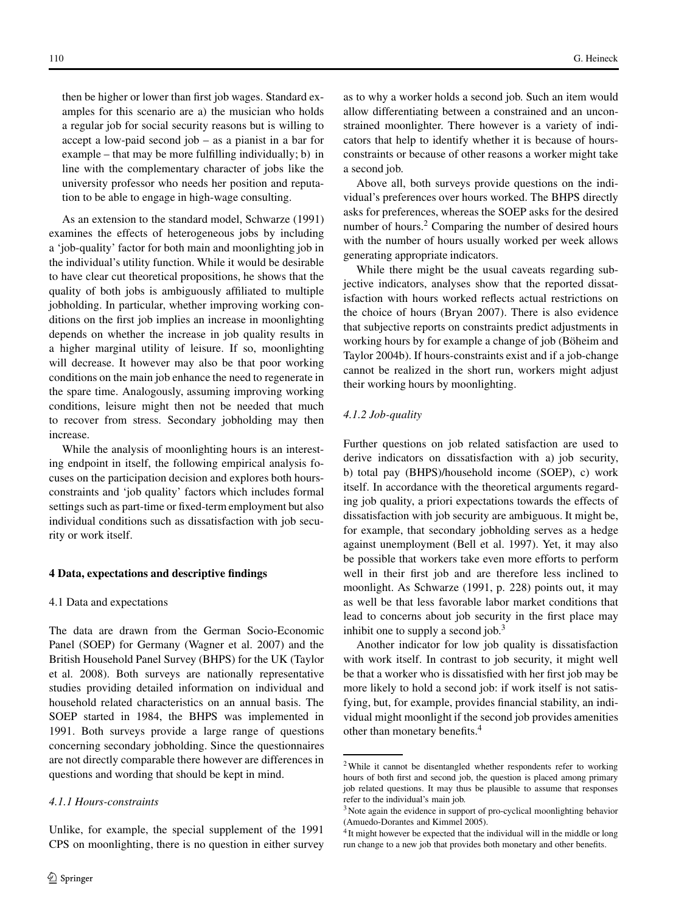then be higher or lower than first job wages. Standard examples for this scenario are a) the musician who holds a regular job for social security reasons but is willing to accept a low-paid second job – as a pianist in a bar for example – that may be more fulfilling individually; b) in line with the complementary character of jobs like the university professor who needs her position and reputation to be able to engage in high-wage consulting.

As an extension to the standard model, Schwarze (1991) examines the effects of heterogeneous jobs by including a 'job-quality' factor for both main and moonlighting job in the individual's utility function. While it would be desirable to have clear cut theoretical propositions, he shows that the quality of both jobs is ambiguously affiliated to multiple jobholding. In particular, whether improving working conditions on the first job implies an increase in moonlighting depends on whether the increase in job quality results in a higher marginal utility of leisure. If so, moonlighting will decrease. It however may also be that poor working conditions on the main job enhance the need to regenerate in the spare time. Analogously, assuming improving working conditions, leisure might then not be needed that much to recover from stress. Secondary jobholding may then increase.

While the analysis of moonlighting hours is an interesting endpoint in itself, the following empirical analysis focuses on the participation decision and explores both hours-constraints and 'job quality' factors which includes formal settings such as part-time or fixed-term employment but also individual conditions such as dissatisfaction with job security or work itself.

## 4 Data, expectations and descriptive findings

### 4.1 Data and expectations

The data are drawn from the German Socio-Economic Panel (SOEP) for Germany (Wagner et al. 2007) and the British Household Panel Survey (BHPS) for the UK (Taylor et al. 2008). Both surveys are nationally representative studies providing detailed information on individual and household related characteristics on an annual basis. The SOEP started in 1984, the BHPS was implemented in 1991. Both surveys provide a large range of questions concerning secondary jobholding. Since the questionnaires are not directly comparable there however are differences in questions and wording that should be kept in mind.

#### *4.1.1 Hours-constraints*

Unlike, for example, the special supplement of the 1991 CPS on moonlighting, there is no question in either survey as to why a worker holds a second job. Such an item would allow differentiating between a constrained and an unconstrained moonlighter. There however is a variety of indicators that help to identify whether it is because of hours-constraints or because of other reasons a worker might take a second job.

Above all, both surveys provide questions on the individual's preferences over hours worked. The BHPS directly asks for preferences, whereas the SOEP asks for the desired number of hours.[2] Comparing the number of desired hours with the number of hours usually worked per week allows generating appropriate indicators.

While there might be the usual caveats regarding subjective indicators, analyses show that the reported dissatisfaction with hours worked reflects actual restrictions on the choice of hours (Bryan 2007). There is also evidence that subjective reports on constraints predict adjustments in working hours by for example a change of job (Böheim and Taylor 2004b). If hours-constraints exist and if a job-change cannot be realized in the short run, workers might adjust their working hours by moonlighting.

#### *4.1.2 Job-quality*

Further questions on job related satisfaction are used to derive indicators on dissatisfaction with a) job security, b) total pay (BHPS)/household income (SOEP), c) work itself. In accordance with the theoretical arguments regarding job quality, a priori expectations towards the effects of dissatisfaction with job security are ambiguous. It might be, for example, that secondary jobholding serves as a hedge against unemployment (Bell et al. 1997). Yet, it may also be possible that workers take even more efforts to perform well in their first job and are therefore less inclined to moonlight. As Schwarze (1991, p. 228) points out, it may as well be that less favorable labor market conditions that lead to concerns about job security in the first place may inhibit one to supply a second job.[3]

Another indicator for low job quality is dissatisfaction with work itself. In contrast to job security, it might well be that a worker who is dissatisfied with her first job may be more likely to hold a second job: if work itself is not satisfying, but, for example, provides financial stability, an individual might moonlight if the second job provides amenities other than monetary benefits.[4]

---

[2] While it cannot be disentangled whether respondents refer to working hours of both first and second job, the question is placed among primary job related questions. It may thus be plausible to assume that responses refer to the individual's main job.

[3] Note again the evidence in support of pro-cyclical moonlighting behavior (Amuedo-Dorantes and Kimmel 2005).

[4] It might however be expected that the individual will in the middle or long run change to a new job that provides both monetary and other benefits.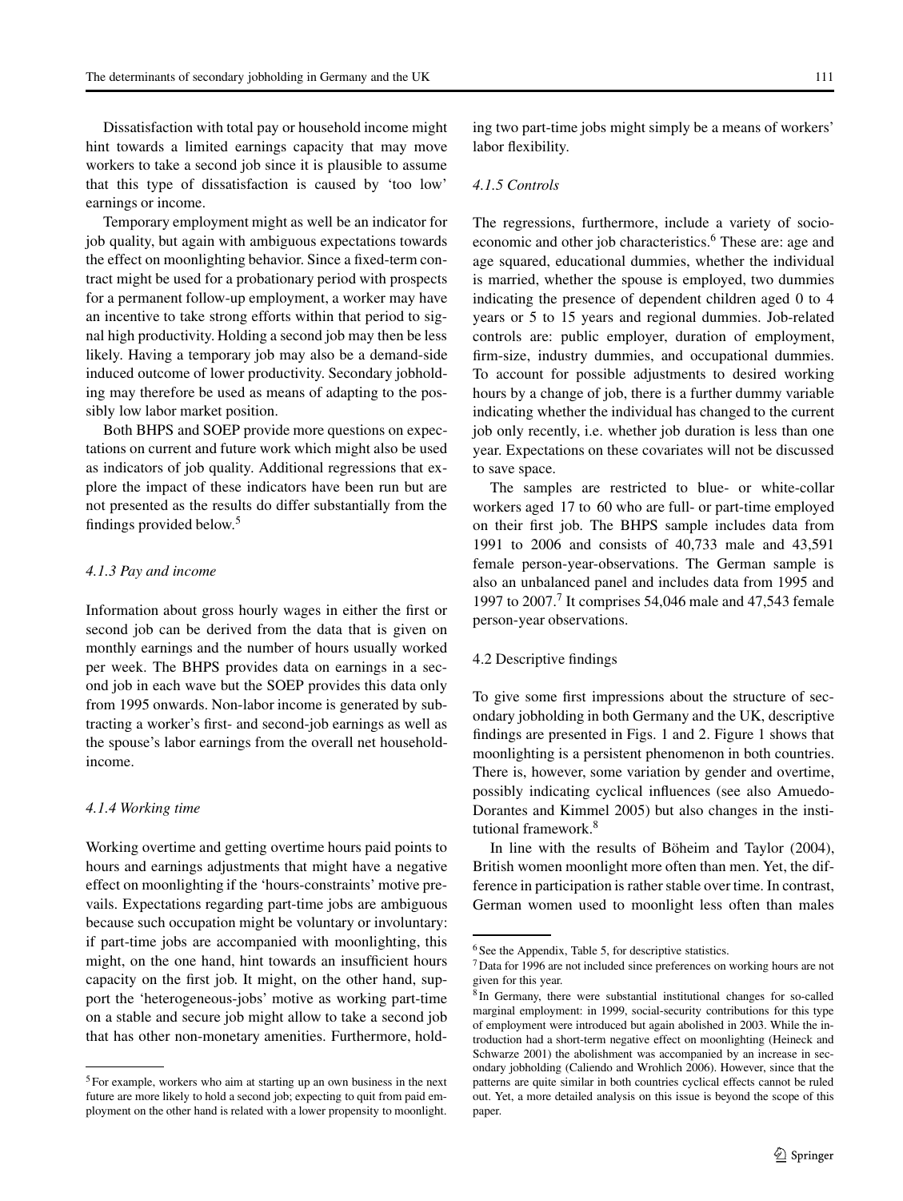Dissatisfaction with total pay or household income might hint towards a limited earnings capacity that may move workers to take a second job since it is plausible to assume that this type of dissatisfaction is caused by 'too low' earnings or income.

Temporary employment might as well be an indicator for job quality, but again with ambiguous expectations towards the effect on moonlighting behavior. Since a fixed-term contract might be used for a probationary period with prospects for a permanent follow-up employment, a worker may have an incentive to take strong efforts within that period to signal high productivity. Holding a second job may then be less likely. Having a temporary job may also be a demand-side induced outcome of lower productivity. Secondary jobholding may therefore be used as means of adapting to the possibly low labor market position.

Both BHPS and SOEP provide more questions on expectations on current and future work which might also be used as indicators of job quality. Additional regressions that explore the impact of these indicators have been run but are not presented as the results do differ substantially from the findings provided below.[5]

#### 4.1.3 Pay and income

Information about gross hourly wages in either the first or second job can be derived from the data that is given on monthly earnings and the number of hours usually worked per week. The BHPS provides data on earnings in a second job in each wave but the SOEP provides this data only from 1995 onwards. Non-labor income is generated by subtracting a worker's first- and second-job earnings as well as the spouse's labor earnings from the overall net household-income.

#### 4.1.4 Working time

Working overtime and getting overtime hours paid points to hours and earnings adjustments that might have a negative effect on moonlighting if the 'hours-constraints' motive prevails. Expectations regarding part-time jobs are ambiguous because such occupation might be voluntary or involuntary: if part-time jobs are accompanied with moonlighting, this might, on the one hand, hint towards an insufficient hours capacity on the first job. It might, on the other hand, support the 'heterogeneous-jobs' motive as working part-time on a stable and secure job might allow to take a second job that has other non-monetary amenities. Furthermore, holding two part-time jobs might simply be a means of workers' labor flexibility.

#### 4.1.5 Controls

The regressions, furthermore, include a variety of socio-economic and other job characteristics.[6] These are: age and age squared, educational dummies, whether the individual is married, whether the spouse is employed, two dummies indicating the presence of dependent children aged 0 to 4 years or 5 to 15 years and regional dummies. Job-related controls are: public employer, duration of employment, firm-size, industry dummies, and occupational dummies. To account for possible adjustments to desired working hours by a change of job, there is a further dummy variable indicating whether the individual has changed to the current job only recently, i.e. whether job duration is less than one year. Expectations on these covariates will not be discussed to save space.

The samples are restricted to blue- or white-collar workers aged 17 to 60 who are full- or part-time employed on their first job. The BHPS sample includes data from 1991 to 2006 and consists of 40,733 male and 43,591 female person-year-observations. The German sample is also an unbalanced panel and includes data from 1995 and 1997 to 2007.[7] It comprises 54,046 male and 47,543 female person-year observations.

### 4.2 Descriptive findings

To give some first impressions about the structure of secondary jobholding in both Germany and the UK, descriptive findings are presented in Figs. 1 and 2. Figure 1 shows that moonlighting is a persistent phenomenon in both countries. There is, however, some variation by gender and overtime, possibly indicating cyclical influences (see also Amuedo-Dorantes and Kimmel 2005) but also changes in the institutional framework.[8]

In line with the results of Böheim and Taylor (2004), British women moonlight more often than men. Yet, the difference in participation is rather stable over time. In contrast, German women used to moonlight less often than males

---

[5] For example, workers who aim at starting up an own business in the next future are more likely to hold a second job; expecting to quit from paid employment on the other hand is related with a lower propensity to moonlight.

[6] See the Appendix, Table 5, for descriptive statistics.

[7] Data for 1996 are not included since preferences on working hours are not given for this year.

[8] In Germany, there were substantial institutional changes for so-called marginal employment: in 1999, social-security contributions for this type of employment were introduced but again abolished in 2003. While the introduction had a short-term negative effect on moonlighting (Heineck and Schwarze 2001) the abolishment was accompanied by an increase in secondary jobholding (Caliendo and Wrohlich 2006). However, since that the patterns are quite similar in both countries cyclical effects cannot be ruled out. Yet, a more detailed analysis on this issue is beyond the scope of this paper.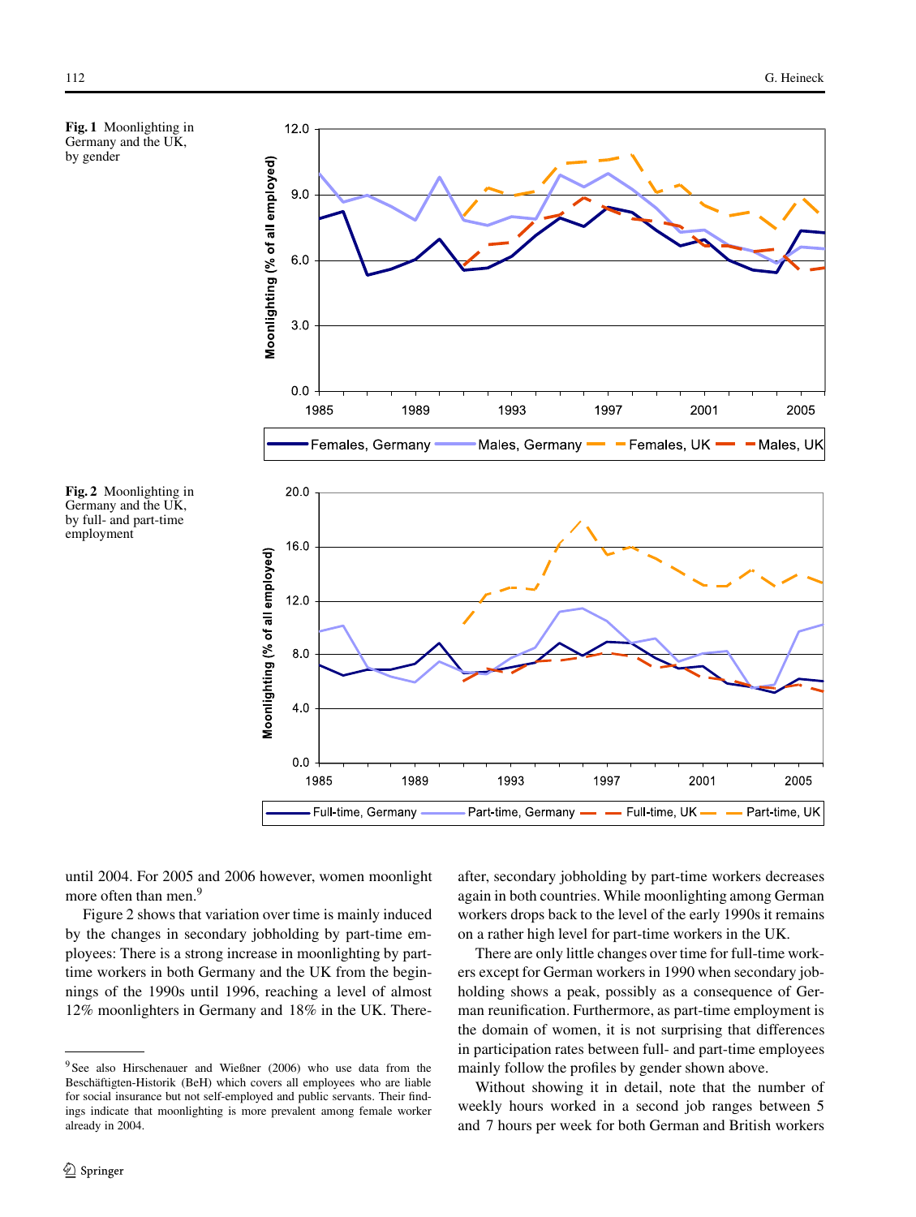**Fig. 1** Moonlighting in Germany and the UK, by gender

**Fig. 2** Moonlighting in Germany and the UK, by full- and part-time employment

until 2004. For 2005 and 2006 however, women moonlight more often than men.[9]

Figure 2 shows that variation over time is mainly induced by the changes in secondary jobholding by part-time employees: There is a strong increase in moonlighting by part-time workers in both Germany and the UK from the beginnings of the 1990s until 1996, reaching a level of almost 12% moonlighters in Germany and 18% in the UK. Thereafter, secondary jobholding by part-time workers decreases again in both countries. While moonlighting among German workers drops back to the level of the early 1990s it remains on a rather high level for part-time workers in the UK.

There are only little changes over time for full-time workers except for German workers in 1990 when secondary jobholding shows a peak, possibly as a consequence of German reunification. Furthermore, as part-time employment is the domain of women, it is not surprising that differences in participation rates between full- and part-time employees mainly follow the profiles by gender shown above.

Without showing it in detail, note that the number of weekly hours worked in a second job ranges between 5 and 7 hours per week for both German and British workers

[9] See also Hirschenauer and Wießner (2006) who use data from the Beschäftigten-Historik (BeH) which covers all employees who are liable for social insurance but not self-employed and public servants. Their findings indicate that moonlighting is more prevalent among female worker already in 2004.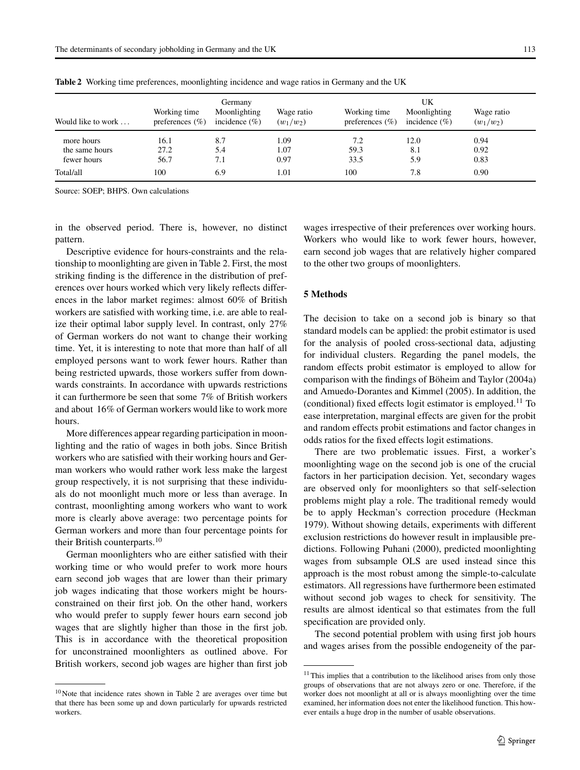**Table 2** Working time preferences, moonlighting incidence and wage ratios in Germany and the UK

| Would like to work ... | Germany | | | UK | | |
|---|---|---|---|---|---|---|
| | Working time preferences (%) | Moonlighting incidence (%) | Wage ratio $(w_1/w_2)$ | Working time preferences (%) | Moonlighting incidence (%) | Wage ratio $(w_1/w_2)$ |
| more hours | 16.1 | 8.7 | 1.09 | 7.2 | 12.0 | 0.94 |
| the same hours | 27.2 | 5.4 | 1.07 | 59.3 | 8.1 | 0.92 |
| fewer hours | 56.7 | 7.1 | 0.97 | 33.5 | 5.9 | 0.83 |
| Total/all | 100 | 6.9 | 1.01 | 100 | 7.8 | 0.90 |

Source: SOEP; BHPS. Own calculations

in the observed period. There is, however, no distinct pattern.

Descriptive evidence for hours-constraints and the relationship to moonlighting are given in Table 2. First, the most striking finding is the difference in the distribution of preferences over hours worked which very likely reflects differences in the labor market regimes: almost 60% of British workers are satisfied with working time, i.e. are able to realize their optimal labor supply level. In contrast, only 27% of German workers do not want to change their working time. Yet, it is interesting to note that more than half of all employed persons want to work fewer hours. Rather than being restricted upwards, those workers suffer from downwards constraints. In accordance with upwards restrictions it can furthermore be seen that some 7% of British workers and about 16% of German workers would like to work more hours.

More differences appear regarding participation in moonlighting and the ratio of wages in both jobs. Since British workers who are satisfied with their working hours and German workers who would rather work less make the largest group respectively, it is not surprising that these individuals do not moonlight much more or less than average. In contrast, moonlighting among workers who want to work more is clearly above average: two percentage points for German workers and more than four percentage points for their British counterparts.[10]

German moonlighters who are either satisfied with their working time or who would prefer to work more hours earn second job wages that are lower than their primary job wages indicating that those workers might be hours-constrained on their first job. On the other hand, workers who would prefer to supply fewer hours earn second job wages that are slightly higher than those in the first job. This is in accordance with the theoretical proposition for unconstrained moonlighters as outlined above. For British workers, second job wages are higher than first job wages irrespective of their preferences over working hours. Workers who would like to work fewer hours, however, earn second job wages that are relatively higher compared to the other two groups of moonlighters.

## 5 Methods

The decision to take on a second job is binary so that standard models can be applied: the probit estimator is used for the analysis of pooled cross-sectional data, adjusting for individual clusters. Regarding the panel models, the random effects probit estimator is employed to allow for comparison with the findings of Böheim and Taylor (2004a) and Amuedo-Dorantes and Kimmel (2005). In addition, the (conditional) fixed effects logit estimator is employed.[11] To ease interpretation, marginal effects are given for the probit and random effects probit estimations and factor changes in odds ratios for the fixed effects logit estimations.

There are two problematic issues. First, a worker's moonlighting wage on the second job is one of the crucial factors in her participation decision. Yet, secondary wages are observed only for moonlighters so that self-selection problems might play a role. The traditional remedy would be to apply Heckman's correction procedure (Heckman 1979). Without showing details, experiments with different exclusion restrictions do however result in implausible predictions. Following Puhani (2000), predicted moonlighting wages from subsample OLS are used instead since this approach is the most robust among the simple-to-calculate estimators. All regressions have furthermore been estimated without second job wages to check for sensitivity. The results are almost identical so that estimates from the full specification are provided only.

The second potential problem with using first job hours and wages arises from the possible endogeneity of the par-

[10] Note that incidence rates shown in Table 2 are averages over time but that there has been some up and down particularly for upwards restricted workers.

[11] This implies that a contribution to the likelihood arises from only those groups of observations that are not always zero or one. Therefore, if the worker does not moonlight at all or is always moonlighting over the time examined, her information does not enter the likelihood function. This however entails a huge drop in the number of usable observations.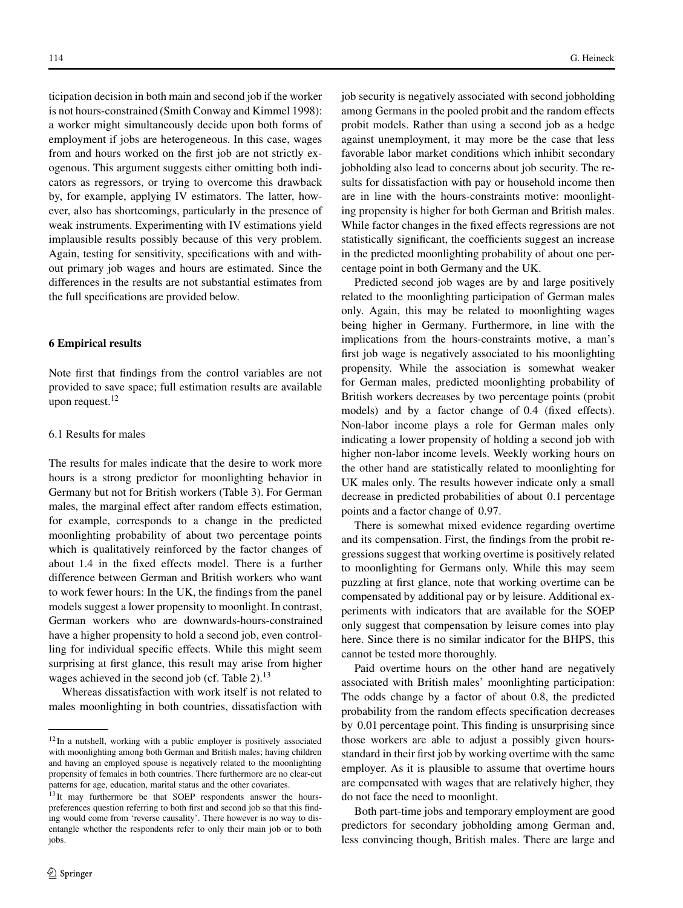ticipation decision in both main and second job if the worker is not hours-constrained (Smith Conway and Kimmel 1998): a worker might simultaneously decide upon both forms of employment if jobs are heterogeneous. In this case, wages from and hours worked on the first job are not strictly exogenous. This argument suggests either omitting both indicators as regressors, or trying to overcome this drawback by, for example, applying IV estimators. The latter, however, also has shortcomings, particularly in the presence of weak instruments. Experimenting with IV estimations yield implausible results possibly because of this very problem. Again, testing for sensitivity, specifications with and without primary job wages and hours are estimated. Since the differences in the results are not substantial estimates from the full specifications are provided below.

## 6 Empirical results

Note first that findings from the control variables are not provided to save space; full estimation results are available upon request.[12]

### 6.1 Results for males

The results for males indicate that the desire to work more hours is a strong predictor for moonlighting behavior in Germany but not for British workers (Table 3). For German males, the marginal effect after random effects estimation, for example, corresponds to a change in the predicted moonlighting probability of about two percentage points which is qualitatively reinforced by the factor changes of about 1.4 in the fixed effects model. There is a further difference between German and British workers who want to work fewer hours: In the UK, the findings from the panel models suggest a lower propensity to moonlight. In contrast, German workers who are downwards-hours-constrained have a higher propensity to hold a second job, even controlling for individual specific effects. While this might seem surprising at first glance, this result may arise from higher wages achieved in the second job (cf. Table 2).[13]

Whereas dissatisfaction with work itself is not related to males moonlighting in both countries, dissatisfaction with job security is negatively associated with second jobholding among Germans in the pooled probit and the random effects probit models. Rather than using a second job as a hedge against unemployment, it may more be the case that less favorable labor market conditions which inhibit secondary jobholding also lead to concerns about job security. The results for dissatisfaction with pay or household income then are in line with the hours-constraints motive: moonlighting propensity is higher for both German and British males. While factor changes in the fixed effects regressions are not statistically significant, the coefficients suggest an increase in the predicted moonlighting probability of about one percentage point in both Germany and the UK.

Predicted second job wages are by and large positively related to the moonlighting participation of German males only. Again, this may be related to moonlighting wages being higher in Germany. Furthermore, in line with the implications from the hours-constraints motive, a man's first job wage is negatively associated to his moonlighting propensity. While the association is somewhat weaker for German males, predicted moonlighting probability of British workers decreases by two percentage points (probit models) and by a factor change of 0.4 (fixed effects). Non-labor income plays a role for German males only indicating a lower propensity of holding a second job with higher non-labor income levels. Weekly working hours on the other hand are statistically related to moonlighting for UK males only. The results however indicate only a small decrease in predicted probabilities of about 0.1 percentage points and a factor change of 0.97.

There is somewhat mixed evidence regarding overtime and its compensation. First, the findings from the probit regressions suggest that working overtime is positively related to moonlighting for Germans only. While this may seem puzzling at first glance, note that working overtime can be compensated by additional pay or by leisure. Additional experiments with indicators that are available for the SOEP only suggest that compensation by leisure comes into play here. Since there is no similar indicator for the BHPS, this cannot be tested more thoroughly.

Paid overtime hours on the other hand are negatively associated with British males' moonlighting participation: The odds change by a factor of about 0.8, the predicted probability from the random effects specification decreases by 0.01 percentage point. This finding is unsurprising since those workers are able to adjust a possibly given hours-standard in their first job by working overtime with the same employer. As it is plausible to assume that overtime hours are compensated with wages that are relatively higher, they do not face the need to moonlight.

Both part-time jobs and temporary employment are good predictors for secondary jobholding among German and, less convincing though, British males. There are large and

---

[12] In a nutshell, working with a public employer is positively associated with moonlighting among both German and British males; having children and having an employed spouse is negatively related to the moonlighting propensity of females in both countries. There furthermore are no clear-cut patterns for age, education, marital status and the other covariates.

[13] It may furthermore be that SOEP respondents answer the hours-preferences question referring to both first and second job so that this finding would come from 'reverse causality'. There however is no way to disentangle whether the respondents refer to only their main job or to both jobs.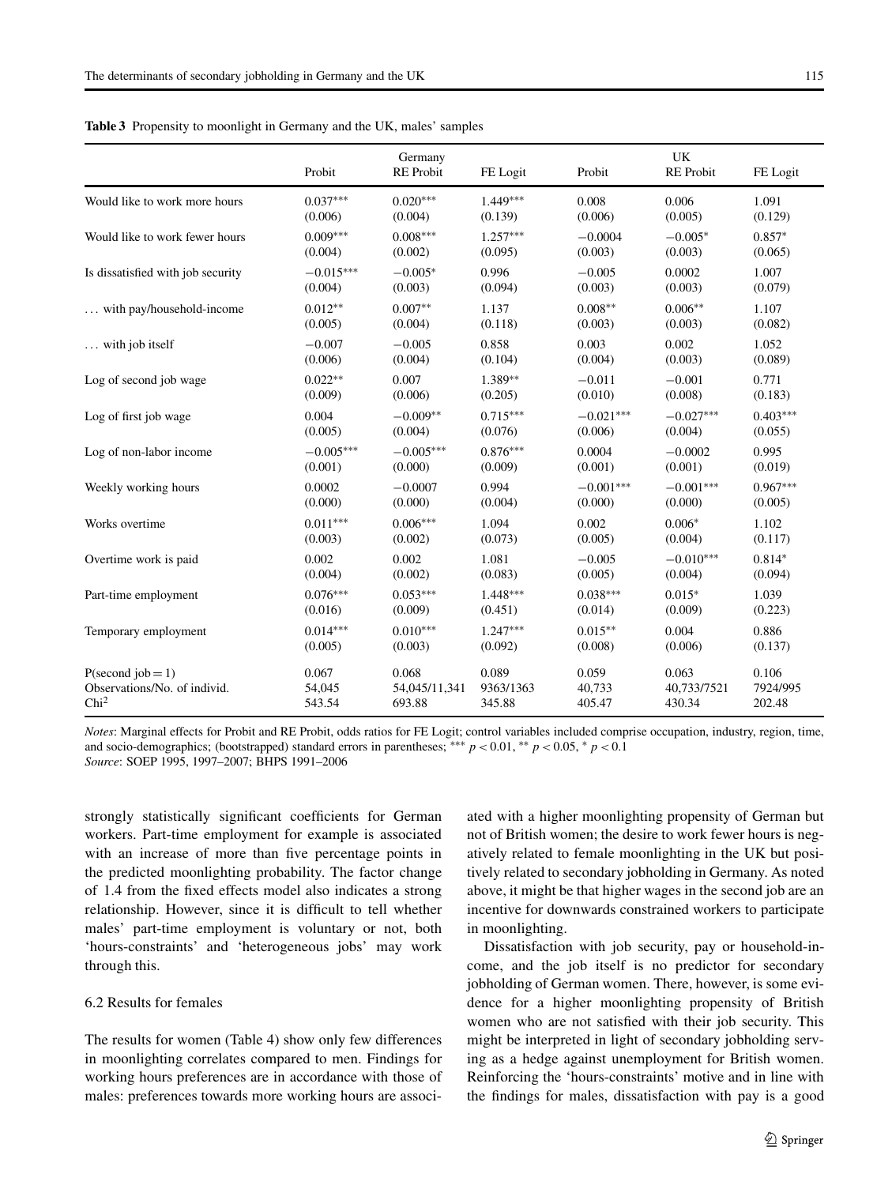**Table 3** Propensity to moonlight in Germany and the UK, males' samples

| | Germany | | | UK | | |
|---|---|---|---|---|---|---|
| | Probit | RE Probit | FE Logit | Probit | RE Probit | FE Logit |
| Would like to work more hours | 0.037*** | 0.020*** | 1.449*** | 0.008 | 0.006 | 1.091 |
| | (0.006) | (0.004) | (0.139) | (0.006) | (0.005) | (0.129) |
| Would like to work fewer hours | 0.009*** | 0.008*** | 1.257*** | −0.0004 | −0.005* | 0.857* |
| | (0.004) | (0.002) | (0.095) | (0.003) | (0.003) | (0.065) |
| Is dissatisfied with job security | −0.015*** | −0.005* | 0.996 | −0.005 | 0.0002 | 1.007 |
| | (0.004) | (0.003) | (0.094) | (0.003) | (0.003) | (0.079) |
| ... with pay/household-income | 0.012** | 0.007** | 1.137 | 0.008** | 0.006** | 1.107 |
| | (0.005) | (0.004) | (0.118) | (0.003) | (0.003) | (0.082) |
| ... with job itself | −0.007 | −0.005 | 0.858 | 0.003 | 0.002 | 1.052 |
| | (0.006) | (0.004) | (0.104) | (0.004) | (0.003) | (0.089) |
| Log of second job wage | 0.022** | 0.007 | 1.389** | −0.011 | −0.001 | 0.771 |
| | (0.009) | (0.006) | (0.205) | (0.010) | (0.008) | (0.183) |
| Log of first job wage | 0.004 | −0.009** | 0.715*** | −0.021*** | −0.027*** | 0.403*** |
| | (0.005) | (0.004) | (0.076) | (0.006) | (0.004) | (0.055) |
| Log of non-labor income | −0.005*** | −0.005*** | 0.876*** | 0.0004 | −0.0002 | 0.995 |
| | (0.001) | (0.000) | (0.009) | (0.001) | (0.001) | (0.019) |
| Weekly working hours | 0.0002 | −0.0007 | 0.994 | −0.001*** | −0.001*** | 0.967*** |
| | (0.000) | (0.000) | (0.004) | (0.000) | (0.000) | (0.005) |
| Works overtime | 0.011*** | 0.006*** | 1.094 | 0.002 | 0.006* | 1.102 |
| | (0.003) | (0.002) | (0.073) | (0.005) | (0.004) | (0.117) |
| Overtime work is paid | 0.002 | 0.002 | 1.081 | −0.005 | −0.010*** | 0.814* |
| | (0.004) | (0.002) | (0.083) | (0.005) | (0.004) | (0.094) |
| Part-time employment | 0.076*** | 0.053*** | 1.448*** | 0.038*** | 0.015* | 1.039 |
| | (0.016) | (0.009) | (0.451) | (0.014) | (0.009) | (0.223) |
| Temporary employment | 0.014*** | 0.010*** | 1.247*** | 0.015** | 0.004 | 0.886 |
| | (0.005) | (0.003) | (0.092) | (0.008) | (0.006) | (0.137) |
| P(second job = 1) | 0.067 | 0.068 | 0.089 | 0.059 | 0.063 | 0.106 |
| Observations/No. of individ. | 54,045 | 54,045/11,341 | 9363/1363 | 40,733 | 40,733/7521 | 7924/995 |
| $Chi^2$ | 543.54 | 693.88 | 345.88 | 405.47 | 430.34 | 202.48 |

*Notes*: Marginal effects for Probit and RE Probit, odds ratios for FE Logit; control variables included comprise occupation, industry, region, time, and socio-demographics; (bootstrapped) standard errors in parentheses; *** $p < 0.01$, ** $p < 0.05$, * $p < 0.1$
*Source*: SOEP 1995, 1997–2007; BHPS 1991–2006

strongly statistically significant coefficients for German workers. Part-time employment for example is associated with an increase of more than five percentage points in the predicted moonlighting probability. The factor change of 1.4 from the fixed effects model also indicates a strong relationship. However, since it is difficult to tell whether males' part-time employment is voluntary or not, both 'hours-constraints' and 'heterogeneous jobs' may work through this.

### 6.2 Results for females

The results for women (Table 4) show only few differences in moonlighting correlates compared to men. Findings for working hours preferences are in accordance with those of males: preferences towards more working hours are associated with a higher moonlighting propensity of German but not of British women; the desire to work fewer hours is negatively related to female moonlighting in the UK but positively related to secondary jobholding in Germany. As noted above, it might be that higher wages in the second job are an incentive for downwards constrained workers to participate in moonlighting.

Dissatisfaction with job security, pay or household-income, and the job itself is no predictor for secondary jobholding of German women. There, however, is some evidence for a higher moonlighting propensity of British women who are not satisfied with their job security. This might be interpreted in light of secondary jobholding serving as a hedge against unemployment for British women. Reinforcing the 'hours-constraints' motive and in line with the findings for males, dissatisfaction with pay is a good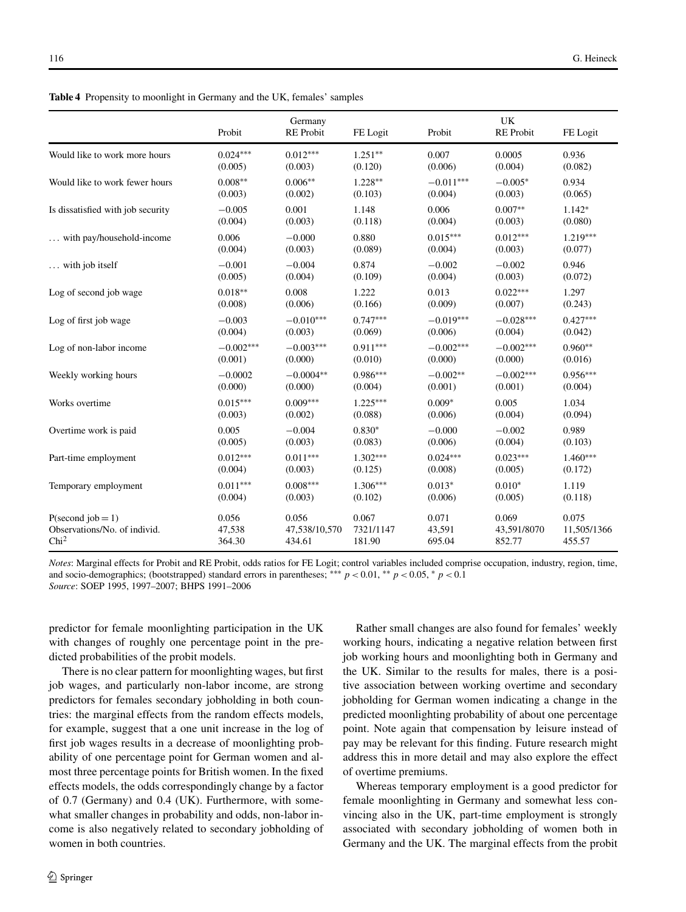**Table 4** Propensity to moonlight in Germany and the UK, females' samples

| | Germany | | | UK | | |
|---|---|---|---|---|---|---|
| | Probit | RE Probit | FE Logit | Probit | RE Probit | FE Logit |
| Would like to work more hours | 0.024*** | 0.012*** | 1.251** | 0.007 | 0.0005 | 0.936 |
| | (0.005) | (0.003) | (0.120) | (0.006) | (0.004) | (0.082) |
| Would like to work fewer hours | 0.008** | 0.006** | 1.228** | −0.011*** | −0.005* | 0.934 |
| | (0.003) | (0.002) | (0.103) | (0.004) | (0.003) | (0.065) |
| Is dissatisfied with job security | −0.005 | 0.001 | 1.148 | 0.006 | 0.007** | 1.142* |
| | (0.004) | (0.003) | (0.118) | (0.004) | (0.003) | (0.080) |
| … with pay/household-income | 0.006 | −0.000 | 0.880 | 0.015*** | 0.012*** | 1.219*** |
| | (0.004) | (0.003) | (0.089) | (0.004) | (0.003) | (0.077) |
| … with job itself | −0.001 | −0.004 | 0.874 | −0.002 | −0.002 | 0.946 |
| | (0.005) | (0.004) | (0.109) | (0.004) | (0.003) | (0.072) |
| Log of second job wage | 0.018** | 0.008 | 1.222 | 0.013 | 0.022*** | 1.297 |
| | (0.008) | (0.006) | (0.166) | (0.009) | (0.007) | (0.243) |
| Log of first job wage | −0.003 | −0.010*** | 0.747*** | −0.019*** | −0.028*** | 0.427*** |
| | (0.004) | (0.003) | (0.069) | (0.006) | (0.004) | (0.042) |
| Log of non-labor income | −0.002*** | −0.003*** | 0.911*** | −0.002*** | −0.002*** | 0.960** |
| | (0.001) | (0.000) | (0.010) | (0.000) | (0.000) | (0.016) |
| Weekly working hours | −0.0002 | −0.0004** | 0.986*** | −0.002** | −0.002*** | 0.956*** |
| | (0.000) | (0.000) | (0.004) | (0.001) | (0.001) | (0.004) |
| Works overtime | 0.015*** | 0.009*** | 1.225*** | 0.009* | 0.005 | 1.034 |
| | (0.003) | (0.002) | (0.088) | (0.006) | (0.004) | (0.094) |
| Overtime work is paid | 0.005 | −0.004 | 0.830* | −0.000 | −0.002 | 0.989 |
| | (0.005) | (0.003) | (0.083) | (0.006) | (0.004) | (0.103) |
| Part-time employment | 0.012*** | 0.011*** | 1.302*** | 0.024*** | 0.023*** | 1.460*** |
| | (0.004) | (0.003) | (0.125) | (0.008) | (0.005) | (0.172) |
| Temporary employment | 0.011*** | 0.008*** | 1.306*** | 0.013* | 0.010* | 1.119 |
| | (0.004) | (0.003) | (0.102) | (0.006) | (0.005) | (0.118) |
| P(second job = 1) | 0.056 | 0.056 | 0.067 | 0.071 | 0.069 | 0.075 |
| Observations/No. of individ. | 47,538 | 47,538/10,570 | 7321/1147 | 43,591 | 43,591/8070 | 11,505/1366 |
| $Chi^2$ | 364.30 | 434.61 | 181.90 | 695.04 | 852.77 | 455.57 |

*Notes*: Marginal effects for Probit and RE Probit, odds ratios for FE Logit; control variables included comprise occupation, industry, region, time, and socio-demographics; (bootstrapped) standard errors in parentheses; *** $p < 0.01$, ** $p < 0.05$, * $p < 0.1$
*Source*: SOEP 1995, 1997–2007; BHPS 1991–2006

predictor for female moonlighting participation in the UK with changes of roughly one percentage point in the predicted probabilities of the probit models.

There is no clear pattern for moonlighting wages, but first job wages, and particularly non-labor income, are strong predictors for females secondary jobholding in both countries: the marginal effects from the random effects models, for example, suggest that a one unit increase in the log of first job wages results in a decrease of moonlighting probability of one percentage point for German women and almost three percentage points for British women. In the fixed effects models, the odds correspondingly change by a factor of 0.7 (Germany) and 0.4 (UK). Furthermore, with somewhat smaller changes in probability and odds, non-labor income is also negatively related to secondary jobholding of women in both countries.

Rather small changes are also found for females' weekly working hours, indicating a negative relation between first job working hours and moonlighting both in Germany and the UK. Similar to the results for males, there is a positive association between working overtime and secondary jobholding for German women indicating a change in the predicted moonlighting probability of about one percentage point. Note again that compensation by leisure instead of pay may be relevant for this finding. Future research might address this in more detail and may also explore the effect of overtime premiums.

Whereas temporary employment is a good predictor for female moonlighting in Germany and somewhat less convincing also in the UK, part-time employment is strongly associated with secondary jobholding of women both in Germany and the UK. The marginal effects from the probit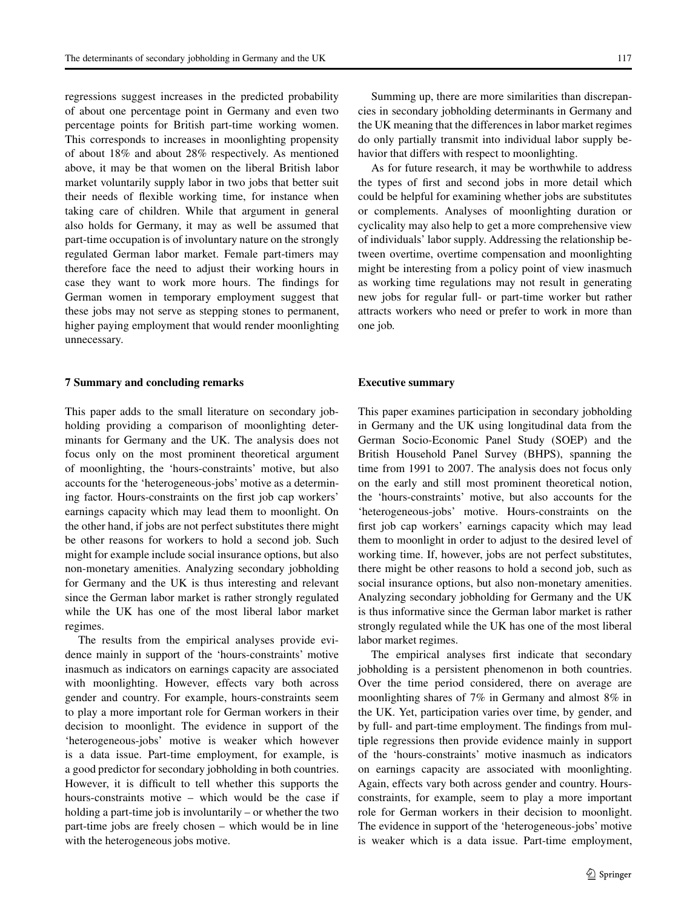regressions suggest increases in the predicted probability of about one percentage point in Germany and even two percentage points for British part-time working women. This corresponds to increases in moonlighting propensity of about 18% and about 28% respectively. As mentioned above, it may be that women on the liberal British labor market voluntarily supply labor in two jobs that better suit their needs of flexible working time, for instance when taking care of children. While that argument in general also holds for Germany, it may as well be assumed that part-time occupation is of involuntary nature on the strongly regulated German labor market. Female part-timers may therefore face the need to adjust their working hours in case they want to work more hours. The findings for German women in temporary employment suggest that these jobs may not serve as stepping stones to permanent, higher paying employment that would render moonlighting unnecessary.

## 7 Summary and concluding remarks

This paper adds to the small literature on secondary jobholding providing a comparison of moonlighting determinants for Germany and the UK. The analysis does not focus only on the most prominent theoretical argument of moonlighting, the 'hours-constraints' motive, but also accounts for the 'heterogeneous-jobs' motive as a determining factor. Hours-constraints on the first job cap workers' earnings capacity which may lead them to moonlight. On the other hand, if jobs are not perfect substitutes there might be other reasons for workers to hold a second job. Such might for example include social insurance options, but also non-monetary amenities. Analyzing secondary jobholding for Germany and the UK is thus interesting and relevant since the German labor market is rather strongly regulated while the UK has one of the most liberal labor market regimes.

The results from the empirical analyses provide evidence mainly in support of the 'hours-constraints' motive inasmuch as indicators on earnings capacity are associated with moonlighting. However, effects vary both across gender and country. For example, hours-constraints seem to play a more important role for German workers in their decision to moonlight. The evidence in support of the 'heterogeneous-jobs' motive is weaker which however is a data issue. Part-time employment, for example, is a good predictor for secondary jobholding in both countries. However, it is difficult to tell whether this supports the hours-constraints motive – which would be the case if holding a part-time job is involuntarily – or whether the two part-time jobs are freely chosen – which would be in line with the heterogeneous jobs motive.

Summing up, there are more similarities than discrepancies in secondary jobholding determinants in Germany and the UK meaning that the differences in labor market regimes do only partially transmit into individual labor supply behavior that differs with respect to moonlighting.

As for future research, it may be worthwhile to address the types of first and second jobs in more detail which could be helpful for examining whether jobs are substitutes or complements. Analyses of moonlighting duration or cyclicality may also help to get a more comprehensive view of individuals' labor supply. Addressing the relationship between overtime, overtime compensation and moonlighting might be interesting from a policy point of view inasmuch as working time regulations may not result in generating new jobs for regular full- or part-time worker but rather attracts workers who need or prefer to work in more than one job.

## Executive summary

This paper examines participation in secondary jobholding in Germany and the UK using longitudinal data from the German Socio-Economic Panel Study (SOEP) and the British Household Panel Survey (BHPS), spanning the time from 1991 to 2007. The analysis does not focus only on the early and still most prominent theoretical notion, the 'hours-constraints' motive, but also accounts for the 'heterogeneous-jobs' motive. Hours-constraints on the first job cap workers' earnings capacity which may lead them to moonlight in order to adjust to the desired level of working time. If, however, jobs are not perfect substitutes, there might be other reasons to hold a second job, such as social insurance options, but also non-monetary amenities. Analyzing secondary jobholding for Germany and the UK is thus informative since the German labor market is rather strongly regulated while the UK has one of the most liberal labor market regimes.

The empirical analyses first indicate that secondary jobholding is a persistent phenomenon in both countries. Over the time period considered, there on average are moonlighting shares of 7% in Germany and almost 8% in the UK. Yet, participation varies over time, by gender, and by full- and part-time employment. The findings from multiple regressions then provide evidence mainly in support of the 'hours-constraints' motive inasmuch as indicators on earnings capacity are associated with moonlighting. Again, effects vary both across gender and country. Hours-constraints, for example, seem to play a more important role for German workers in their decision to moonlight. The evidence in support of the 'heterogeneous-jobs' motive is weaker which is a data issue. Part-time employment,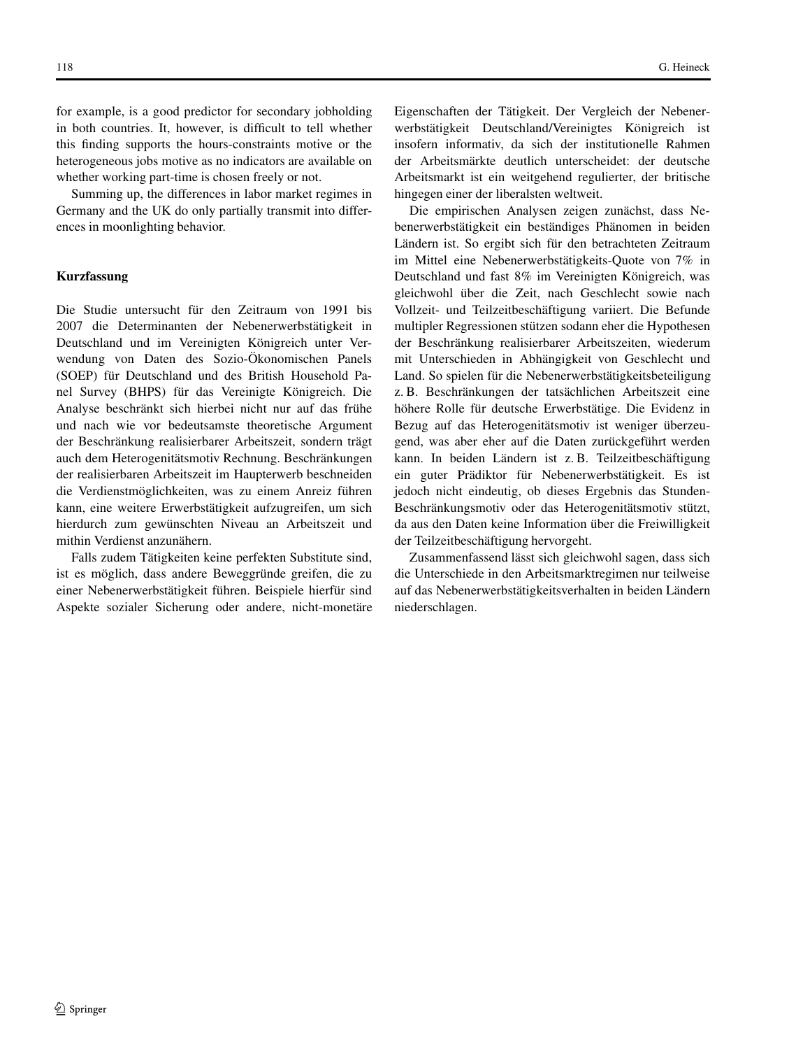for example, is a good predictor for secondary jobholding in both countries. It, however, is difficult to tell whether this finding supports the hours-constraints motive or the heterogeneous jobs motive as no indicators are available on whether working part-time is chosen freely or not.

Summing up, the differences in labor market regimes in Germany and the UK do only partially transmit into differences in moonlighting behavior.

## Kurzfassung

Die Studie untersucht für den Zeitraum von 1991 bis 2007 die Determinanten der Nebenerwerbstätigkeit in Deutschland und im Vereinigten Königreich unter Verwendung von Daten des Sozio-Ökonomischen Panels (SOEP) für Deutschland und des British Household Panel Survey (BHPS) für das Vereinigte Königreich. Die Analyse beschränkt sich hierbei nicht nur auf das frühe und nach wie vor bedeutsamste theoretische Argument der Beschränkung realisierbarer Arbeitszeit, sondern trägt auch dem Heterogenitätsmotiv Rechnung. Beschränkungen der realisierbaren Arbeitszeit im Haupterwerb beschneiden die Verdienstmöglichkeiten, was zu einem Anreiz führen kann, eine weitere Erwerbstätigkeit aufzugreifen, um sich hierdurch zum gewünschten Niveau an Arbeitszeit und mithin Verdienst anzunähern.

Falls zudem Tätigkeiten keine perfekten Substitute sind, ist es möglich, dass andere Beweggründe greifen, die zu einer Nebenerwerbstätigkeit führen. Beispiele hierfür sind Aspekte sozialer Sicherung oder andere, nicht-monetäre Eigenschaften der Tätigkeit. Der Vergleich der Nebenerwerbstätigkeit Deutschland/Vereinigtes Königreich ist insofern informativ, da sich der institutionelle Rahmen der Arbeitsmärkte deutlich unterscheidet: der deutsche Arbeitsmarkt ist ein weitgehend regulierter, der britische hingegen einer der liberalsten weltweit.

Die empirischen Analysen zeigen zunächst, dass Nebenerwerbstätigkeit ein beständiges Phänomen in beiden Ländern ist. So ergibt sich für den betrachteten Zeitraum im Mittel eine Nebenerwerbstätigkeits-Quote von 7% in Deutschland und fast 8% im Vereinigten Königreich, was gleichwohl über die Zeit, nach Geschlecht sowie nach Vollzeit- und Teilzeitbeschäftigung variiert. Die Befunde multipler Regressionen stützen sodann eher die Hypothesen der Beschränkung realisierbarer Arbeitszeiten, wiederum mit Unterschieden in Abhängigkeit von Geschlecht und Land. So spielen für die Nebenerwerbstätigkeitsbeteiligung z. B. Beschränkungen der tatsächlichen Arbeitszeit eine höhere Rolle für deutsche Erwerbstätige. Die Evidenz in Bezug auf das Heterogenitätsmotiv ist weniger überzeugend, was aber eher auf die Daten zurückgeführt werden kann. In beiden Ländern ist z. B. Teilzeitbeschäftigung ein guter Prädiktor für Nebenerwerbstätigkeit. Es ist jedoch nicht eindeutig, ob dieses Ergebnis das Stunden-Beschränkungsmotiv oder das Heterogenitätsmotiv stützt, da aus den Daten keine Information über die Freiwilligkeit der Teilzeitbeschäftigung hervorgeht.

Zusammenfassend lässt sich gleichwohl sagen, dass sich die Unterschiede in den Arbeitsmarktregimen nur teilweise auf das Nebenerwerbstätigkeitsverhalten in beiden Ländern niederschlagen.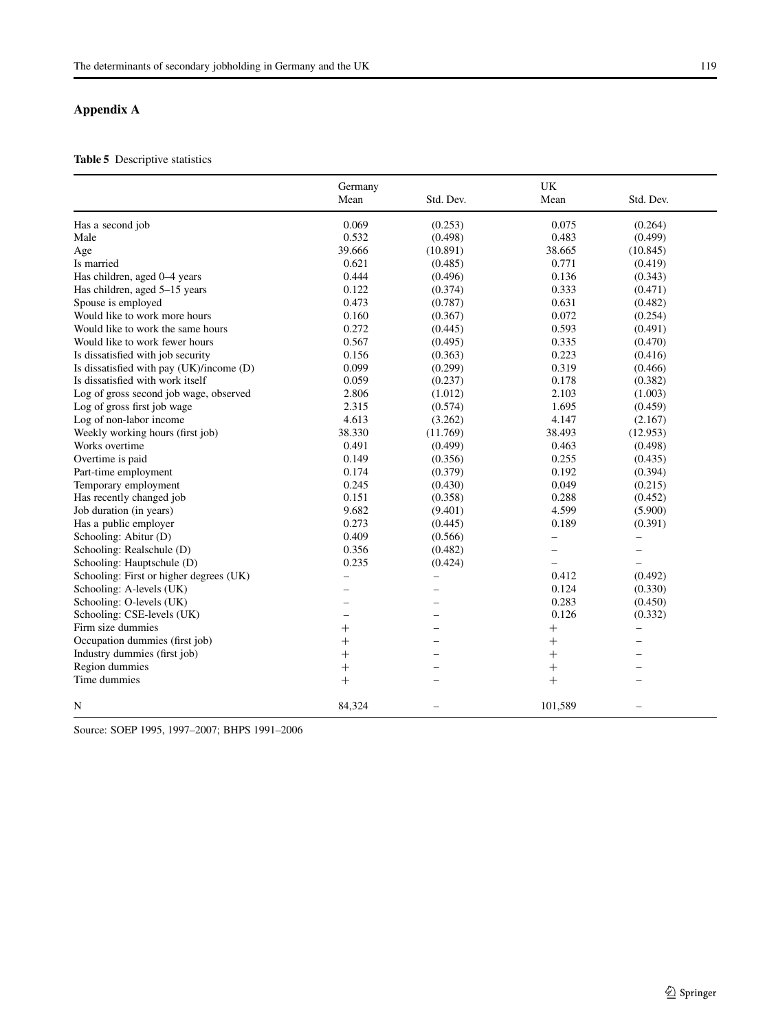## Appendix A

**Table 5** Descriptive statistics

| | Germany | | UK | |
|---|---|---|---|---|
| | Mean | Std. Dev. | Mean | Std. Dev. |
| Has a second job | 0.069 | (0.253) | 0.075 | (0.264) |
| Male | 0.532 | (0.498) | 0.483 | (0.499) |
| Age | 39.666 | (10.891) | 38.665 | (10.845) |
| Is married | 0.621 | (0.485) | 0.771 | (0.419) |
| Has children, aged 0–4 years | 0.444 | (0.496) | 0.136 | (0.343) |
| Has children, aged 5–15 years | 0.122 | (0.374) | 0.333 | (0.471) |
| Spouse is employed | 0.473 | (0.787) | 0.631 | (0.482) |
| Would like to work more hours | 0.160 | (0.367) | 0.072 | (0.254) |
| Would like to work the same hours | 0.272 | (0.445) | 0.593 | (0.491) |
| Would like to work fewer hours | 0.567 | (0.495) | 0.335 | (0.470) |
| Is dissatisfied with job security | 0.156 | (0.363) | 0.223 | (0.416) |
| Is dissatisfied with pay (UK)/income (D) | 0.099 | (0.299) | 0.319 | (0.466) |
| Is dissatisfied with work itself | 0.059 | (0.237) | 0.178 | (0.382) |
| Log of gross second job wage, observed | 2.806 | (1.012) | 2.103 | (1.003) |
| Log of gross first job wage | 2.315 | (0.574) | 1.695 | (0.459) |
| Log of non-labor income | 4.613 | (3.262) | 4.147 | (2.167) |
| Weekly working hours (first job) | 38.330 | (11.769) | 38.493 | (12.953) |
| Works overtime | 0.491 | (0.499) | 0.463 | (0.498) |
| Overtime is paid | 0.149 | (0.356) | 0.255 | (0.435) |
| Part-time employment | 0.174 | (0.379) | 0.192 | (0.394) |
| Temporary employment | 0.245 | (0.430) | 0.049 | (0.215) |
| Has recently changed job | 0.151 | (0.358) | 0.288 | (0.452) |
| Job duration (in years) | 9.682 | (9.401) | 4.599 | (5.900) |
| Has a public employer | 0.273 | (0.445) | 0.189 | (0.391) |
| Schooling: Abitur (D) | 0.409 | (0.566) | – | – |
| Schooling: Realschule (D) | 0.356 | (0.482) | – | – |
| Schooling: Hauptschule (D) | 0.235 | (0.424) | – | – |
| Schooling: First or higher degrees (UK) | – | – | 0.412 | (0.492) |
| Schooling: A-levels (UK) | – | – | 0.124 | (0.330) |
| Schooling: O-levels (UK) | – | – | 0.283 | (0.450) |
| Schooling: CSE-levels (UK) | – | – | 0.126 | (0.332) |
| Firm size dummies | + | – | + | – |
| Occupation dummies (first job) | + | – | + | – |
| Industry dummies (first job) | + | – | + | – |
| Region dummies | + | – | + | – |
| Time dummies | + | – | + | – |
| N | 84,324 | – | 101,589 | – |

Source: SOEP 1995, 1997–2007; BHPS 1991–2006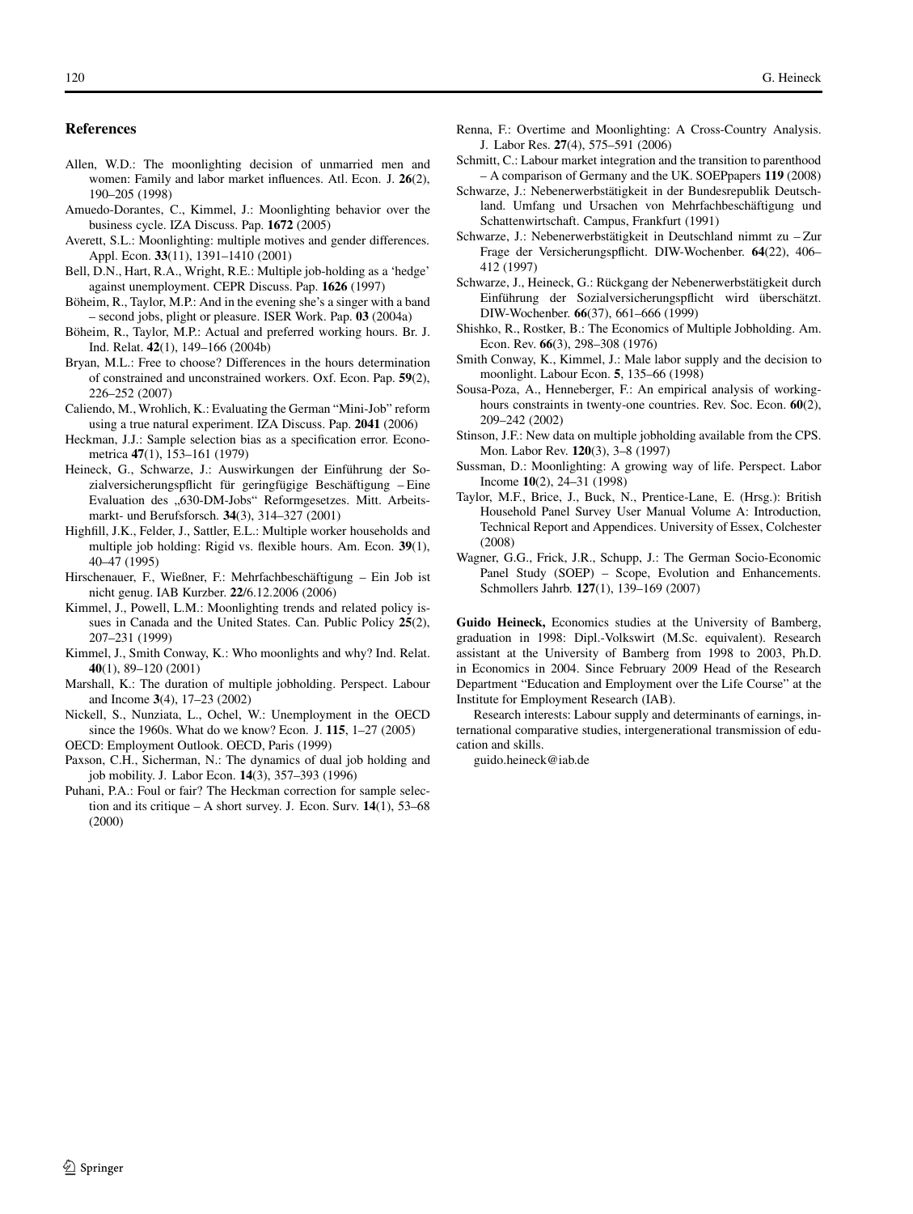## References

Allen, W.D.: The moonlighting decision of unmarried men and women: Family and labor market influences. Atl. Econ. J. **26**(2), 190–205 (1998)

Amuedo-Dorantes, C., Kimmel, J.: Moonlighting behavior over the business cycle. IZA Discuss. Pap. **1672** (2005)

Averett, S.L.: Moonlighting: multiple motives and gender differences. Appl. Econ. **33**(11), 1391–1410 (2001)

Bell, D.N., Hart, R.A., Wright, R.E.: Multiple job-holding as a 'hedge' against unemployment. CEPR Discuss. Pap. **1626** (1997)

Böheim, R., Taylor, M.P.: And in the evening she's a singer with a band – second jobs, plight or pleasure. ISER Work. Pap. **03** (2004a)

Böheim, R., Taylor, M.P.: Actual and preferred working hours. Br. J. Ind. Relat. **42**(1), 149–166 (2004b)

Bryan, M.L.: Free to choose? Differences in the hours determination of constrained and unconstrained workers. Oxf. Econ. Pap. **59**(2), 226–252 (2007)

Caliendo, M., Wrohlich, K.: Evaluating the German "Mini-Job" reform using a true natural experiment. IZA Discuss. Pap. **2041** (2006)

Heckman, J.J.: Sample selection bias as a specification error. Econometrica **47**(1), 153–161 (1979)

Heineck, G., Schwarze, J.: Auswirkungen der Einführung der Sozialversicherungspflicht für geringfügige Beschäftigung – Eine Evaluation des „630-DM-Jobs" Reformgesetzes. Mitt. Arbeitsmarkt- und Berufsforsch. **34**(3), 314–327 (2001)

Highfill, J.K., Felder, J., Sattler, E.L.: Multiple worker households and multiple job holding: Rigid vs. flexible hours. Am. Econ. **39**(1), 40–47 (1995)

Hirschenauer, F., Wießner, F.: Mehrfachbeschäftigung – Ein Job ist nicht genug. IAB Kurzber. **22**/6.12.2006 (2006)

Kimmel, J., Powell, L.M.: Moonlighting trends and related policy issues in Canada and the United States. Can. Public Policy **25**(2), 207–231 (1999)

Kimmel, J., Smith Conway, K.: Who moonlights and why? Ind. Relat. **40**(1), 89–120 (2001)

Marshall, K.: The duration of multiple jobholding. Perspect. Labour and Income **3**(4), 17–23 (2002)

Nickell, S., Nunziata, L., Ochel, W.: Unemployment in the OECD since the 1960s. What do we know? Econ. J. **115**, 1–27 (2005)

OECD: Employment Outlook. OECD, Paris (1999)

Paxson, C.H., Sicherman, N.: The dynamics of dual job holding and job mobility. J. Labor Econ. **14**(3), 357–393 (1996)

Puhani, P.A.: Foul or fair? The Heckman correction for sample selection and its critique – A short survey. J. Econ. Surv. **14**(1), 53–68 (2000)

Renna, F.: Overtime and Moonlighting: A Cross-Country Analysis. J. Labor Res. **27**(4), 575–591 (2006)

Schmitt, C.: Labour market integration and the transition to parenthood – A comparison of Germany and the UK. SOEPpapers **119** (2008)

Schwarze, J.: Nebenerwerbstätigkeit in der Bundesrepublik Deutschland. Umfang und Ursachen von Mehrfachbeschäftigung und Schattenwirtschaft. Campus, Frankfurt (1991)

Schwarze, J.: Nebenerwerbstätigkeit in Deutschland nimmt zu – Zur Frage der Versicherungspflicht. DIW-Wochenber. **64**(22), 406–412 (1997)

Schwarze, J., Heineck, G.: Rückgang der Nebenerwerbstätigkeit durch Einführung der Sozialversicherungspflicht wird überschätzt. DIW-Wochenber. **66**(37), 661–666 (1999)

Shishko, R., Rostker, B.: The Economics of Multiple Jobholding. Am. Econ. Rev. **66**(3), 298–308 (1976)

Smith Conway, K., Kimmel, J.: Male labor supply and the decision to moonlight. Labour Econ. **5**, 135–66 (1998)

Sousa-Poza, A., Henneberger, F.: An empirical analysis of working-hours constraints in twenty-one countries. Rev. Soc. Econ. **60**(2), 209–242 (2002)

Stinson, J.F.: New data on multiple jobholding available from the CPS. Mon. Labor Rev. **120**(3), 3–8 (1997)

Sussman, D.: Moonlighting: A growing way of life. Perspect. Labor Income **10**(2), 24–31 (1998)

Taylor, M.F., Brice, J., Buck, N., Prentice-Lane, E. (Hrsg.): British Household Panel Survey User Manual Volume A: Introduction, Technical Report and Appendices. University of Essex, Colchester (2008)

Wagner, G.G., Frick, J.R., Schupp, J.: The German Socio-Economic Panel Study (SOEP) – Scope, Evolution and Enhancements. Schmollers Jahrb. **127**(1), 139–169 (2007)

**Guido Heineck,** Economics studies at the University of Bamberg, graduation in 1998: Dipl.-Volkswirt (M.Sc. equivalent). Research assistant at the University of Bamberg from 1998 to 2003, Ph.D. in Economics in 2004. Since February 2009 Head of the Research Department "Education and Employment over the Life Course" at the Institute for Employment Research (IAB).

Research interests: Labour supply and determinants of earnings, international comparative studies, intergenerational transmission of education and skills.

guido.heineck@iab.de